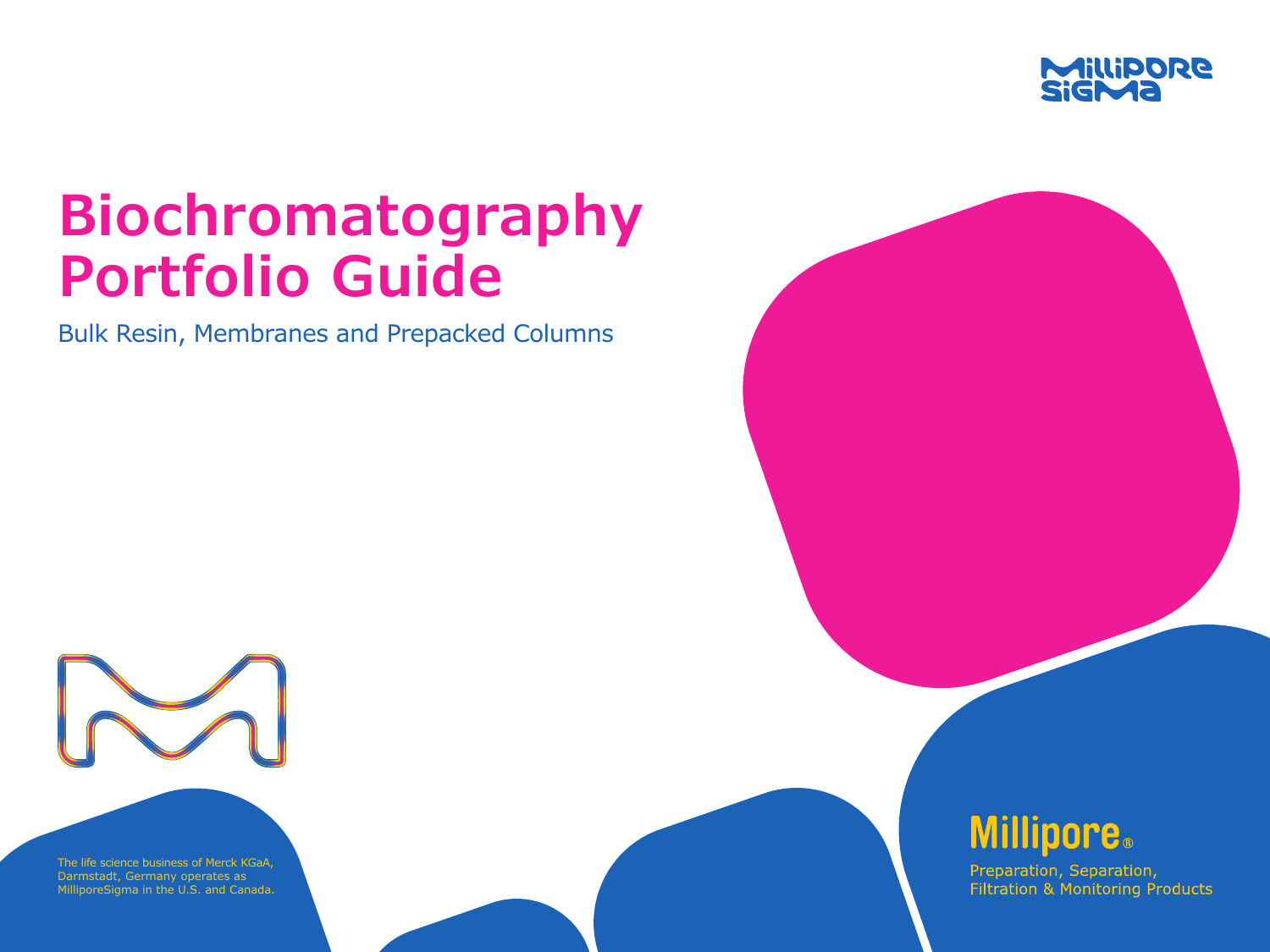MilliporeSigma

# Biochromatography Portfolio Guide

Bulk Resin, Membranes and Prepacked Columns

The life science business of Merck KGaA, Darmstadt, Germany operates as MilliporeSigma in the U.S. and Canada.

Millipore®

Preparation, Separation, Filtration & Monitoring Products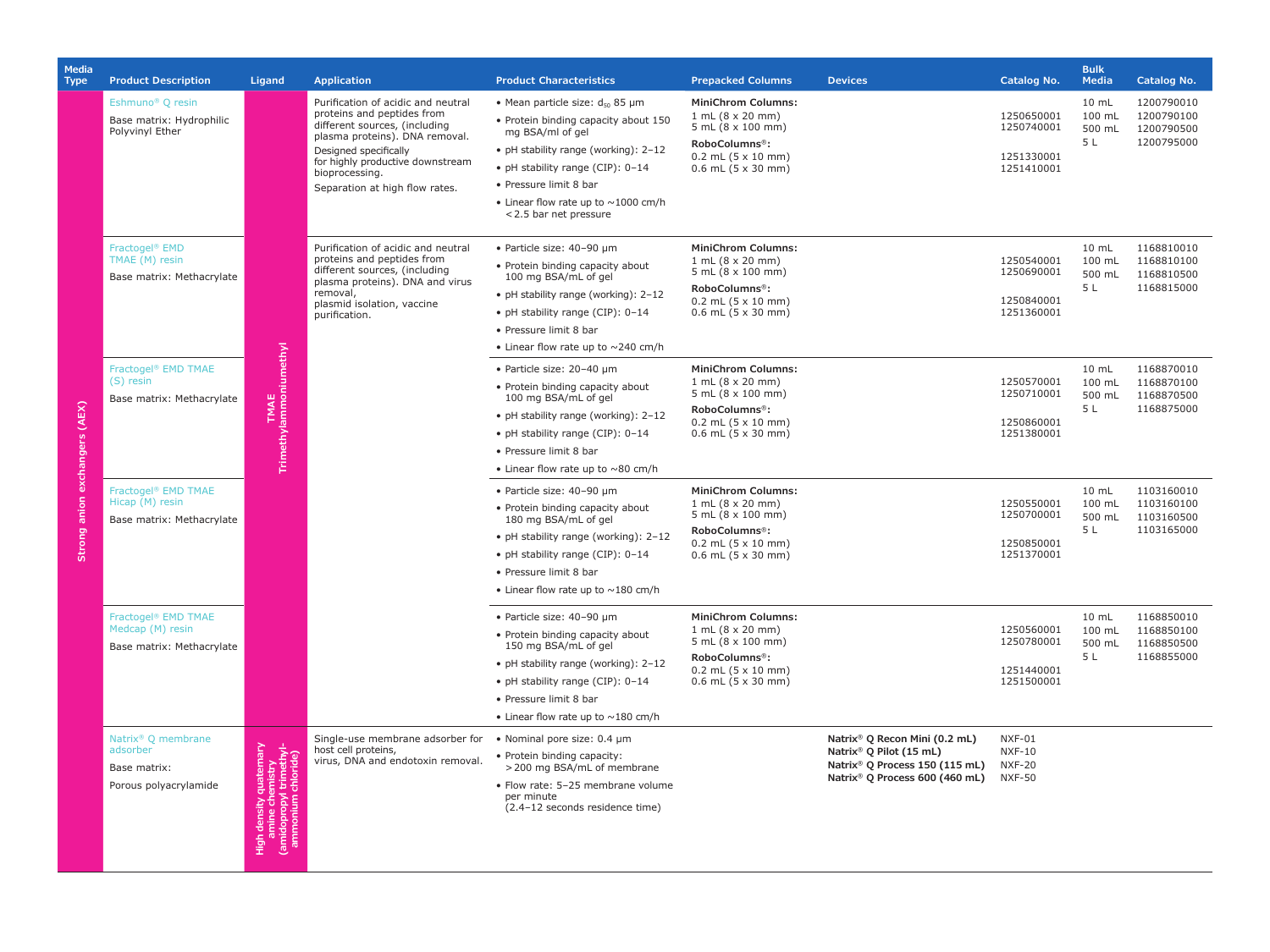| Media Type | Product Description | Ligand | Application | Product Characteristics | Prepacked Columns | Devices | Catalog No. | Bulk Media | Catalog No. |
|---|---|---|---|---|---|---|---|---|---|
| Strong anion exchangers (AEX) | Eshmuno® Q resin<br>Base matrix: Hydrophilic Polyvinyl Ether | TMAE Trimethylammoniumethyl | Purification of acidic and neutral proteins and peptides from different sources, (including plasma proteins). DNA removal.<br>Designed specifically for highly productive downstream bioprocessing.<br>Separation at high flow rates. | • Mean particle size: $d_{50}$ 85 µm<br>• Protein binding capacity about 150 mg BSA/ml of gel<br>• pH stability range (working): 2–12<br>• pH stability range (CIP): 0–14<br>• Pressure limit 8 bar<br>• Linear flow rate up to ~1000 cm/h <2.5 bar net pressure | **MiniChrom Columns:**<br>1 mL (8 x 20 mm)<br>5 mL (8 x 100 mm)<br>**RoboColumns®:**<br>0.2 mL (5 x 10 mm)<br>0.6 mL (5 x 30 mm) | | 1250650001<br>1250740001<br><br>1251330001<br>1251410001 | 10 mL<br>100 mL<br>500 mL<br>5 L | 1200790010<br>1200790100<br>1200790500<br>1200795000 |
| | Fractogel® EMD TMAE (M) resin<br>Base matrix: Methacrylate | | Purification of acidic and neutral proteins and peptides from different sources, (including plasma proteins). DNA and virus removal,<br>plasmid isolation, vaccine purification. | • Particle size: 40–90 µm<br>• Protein binding capacity about 100 mg BSA/mL of gel<br>• pH stability range (working): 2–12<br>• pH stability range (CIP): 0–14<br>• Pressure limit 8 bar<br>• Linear flow rate up to ~240 cm/h | **MiniChrom Columns:**<br>1 mL (8 x 20 mm)<br>5 mL (8 x 100 mm)<br>**RoboColumns®:**<br>0.2 mL (5 x 10 mm)<br>0.6 mL (5 x 30 mm) | | 1250540001<br>1250690001<br><br>1250840001<br>1251360001 | 10 mL<br>100 mL<br>500 mL<br>5 L | 1168810010<br>1168810100<br>1168810500<br>1168815000 |
| | Fractogel® EMD TMAE (S) resin<br>Base matrix: Methacrylate | | | • Particle size: 20–40 µm<br>• Protein binding capacity about 100 mg BSA/mL of gel<br>• pH stability range (working): 2–12<br>• pH stability range (CIP): 0–14<br>• Pressure limit 8 bar<br>• Linear flow rate up to ~80 cm/h | **MiniChrom Columns:**<br>1 mL (8 x 20 mm)<br>5 mL (8 x 100 mm)<br>**RoboColumns®:**<br>0.2 mL (5 x 10 mm)<br>0.6 mL (5 x 30 mm) | | 1250570001<br>1250710001<br><br>1250860001<br>1251380001 | 10 mL<br>100 mL<br>500 mL<br>5 L | 1168870010<br>1168870100<br>1168870500<br>1168875000 |
| | Fractogel® EMD TMAE Hicap (M) resin<br>Base matrix: Methacrylate | | | • Particle size: 40–90 µm<br>• Protein binding capacity about 180 mg BSA/mL of gel<br>• pH stability range (working): 2–12<br>• pH stability range (CIP): 0–14<br>• Pressure limit 8 bar<br>• Linear flow rate up to ~180 cm/h | **MiniChrom Columns:**<br>1 mL (8 x 20 mm)<br>5 mL (8 x 100 mm)<br>**RoboColumns®:**<br>0.2 mL (5 x 10 mm)<br>0.6 mL (5 x 30 mm) | | 1250550001<br>1250700001<br><br>1250850001<br>1251370001 | 10 mL<br>100 mL<br>500 mL<br>5 L | 1103160010<br>1103160100<br>1103160500<br>1103165000 |
| | Fractogel® EMD TMAE Medcap (M) resin<br>Base matrix: Methacrylate | | | • Particle size: 40–90 µm<br>• Protein binding capacity about 150 mg BSA/mL of gel<br>• pH stability range (working): 2–12<br>• pH stability range (CIP): 0–14<br>• Pressure limit 8 bar<br>• Linear flow rate up to ~180 cm/h | **MiniChrom Columns:**<br>1 mL (8 x 20 mm)<br>5 mL (8 x 100 mm)<br>**RoboColumns®:**<br>0.2 mL (5 x 10 mm)<br>0.6 mL (5 x 30 mm) | | 1250560001<br>1250780001<br><br>1251440001<br>1251500001 | 10 mL<br>100 mL<br>500 mL<br>5 L | 1168850010<br>1168850100<br>1168850500<br>1168855000 |
| | Natrix® Q membrane adsorber<br>Base matrix:<br>Porous polyacrylamide | High density quaternary amine chemistry (amidopropyl trimethyl-ammonium chloride) | Single-use membrane adsorber for host cell proteins, virus, DNA and endotoxin removal. | • Nominal pore size: 0.4 µm<br>• Protein binding capacity: >200 mg BSA/mL of membrane<br>• Flow rate: 5–25 membrane volume per minute (2.4–12 seconds residence time) | | **Natrix® Q Recon Mini (0.2 mL)**<br>**Natrix® Q Pilot (15 mL)**<br>**Natrix® Q Process 150 (115 mL)**<br>**Natrix® Q Process 600 (460 mL)** | NXF-01<br>NXF-10<br>NXF-20<br>NXF-50 | | |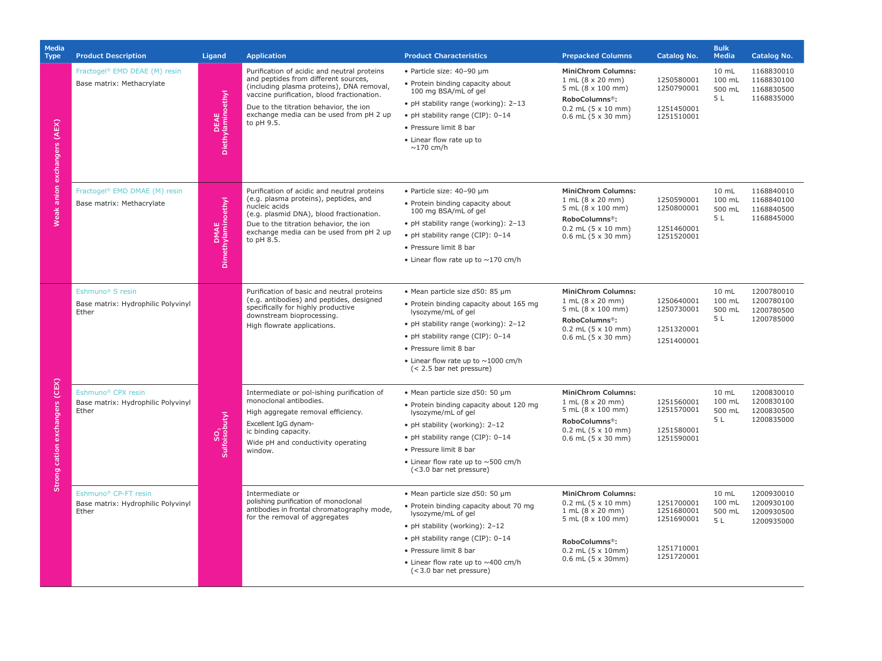| Media Type | Product Description | Ligand | Application | Product Characteristics | Prepacked Columns | Catalog No. | Bulk Media | Catalog No. |
|---|---|---|---|---|---|---|---|---|
| Weak anion exchangers (AEX) | Fractogel® EMD DEAE (M) resin<br>Base matrix: Methacrylate | DEAE Diethylaminoethyl | Purification of acidic and neutral proteins and peptides from different sources, (including plasma proteins), DNA removal, vaccine purification, blood fractionation.<br>Due to the titration behavior, the ion exchange media can be used from pH 2 up to pH 9.5. | • Particle size: 40–90 µm<br>• Protein binding capacity about 100 mg BSA/mL of gel<br>• pH stability range (working): 2–13<br>• pH stability range (CIP): 0–14<br>• Pressure limit 8 bar<br>• Linear flow rate up to ~170 cm/h | **MiniChrom Columns:**<br>1 mL (8 x 20 mm)<br>5 mL (8 x 100 mm)<br>**RoboColumns®:**<br>0.2 mL (5 x 10 mm)<br>0.6 mL (5 x 30 mm) | <br>1250580001<br>1250790001<br><br>1251450001<br>1251510001 | 10 mL<br>100 mL<br>500 mL<br>5 L | 1168830010<br>1168830100<br>1168830500<br>1168835000 |
| | Fractogel® EMD DMAE (M) resin<br>Base matrix: Methacrylate | DMAE Dimethylaminoethyl | Purification of acidic and neutral proteins (e.g. plasma proteins), peptides, and nucleic acids (e.g. plasmid DNA), blood fractionation.<br>Due to the titration behavior, the ion exchange media can be used from pH 2 up to pH 8.5. | • Particle size: 40–90 µm<br>• Protein binding capacity about 100 mg BSA/mL of gel<br>• pH stability range (working): 2–13<br>• pH stability range (CIP): 0–14<br>• Pressure limit 8 bar<br>• Linear flow rate up to ~170 cm/h | **MiniChrom Columns:**<br>1 mL (8 x 20 mm)<br>5 mL (8 x 100 mm)<br>**RoboColumns®:**<br>0.2 mL (5 x 10 mm)<br>0.6 mL (5 x 30 mm) | <br>1250590001<br>1250800001<br><br>1251460001<br>1251520001 | 10 mL<br>100 mL<br>500 mL<br>5 L | 1168840010<br>1168840100<br>1168840500<br>1168845000 |
| Strong cation exchangers (CEX) | Eshmuno® S resin<br>Base matrix: Hydrophilic Polyvinyl Ether | $SO_3^-$ Sulfoisobutyl | Purification of basic and neutral proteins (e.g. antibodies) and peptides, designed specifically for highly productive downstream bioprocessing.<br>High flowrate applications. | • Mean particle size d50: 85 µm<br>• Protein binding capacity about 165 mg lysozyme/mL of gel<br>• pH stability range (working): 2–12<br>• pH stability range (CIP): 0–14<br>• Pressure limit 8 bar<br>• Linear flow rate up to ~1000 cm/h (< 2.5 bar net pressure) | **MiniChrom Columns:**<br>1 mL (8 x 20 mm)<br>5 mL (8 x 100 mm)<br>**RoboColumns®:**<br>0.2 mL (5 x 10 mm)<br>0.6 mL (5 x 30 mm) | <br>1250640001<br>1250730001<br><br>1251320001<br>1251400001 | 10 mL<br>100 mL<br>500 mL<br>5 L | 1200780010<br>1200780100<br>1200780500<br>1200785000 |
| | Eshmuno® CPX resin<br>Base matrix: Hydrophilic Polyvinyl Ether | | Intermediate or pol-ishing purification of monoclonal antibodies.<br>High aggregate removal efficiency.<br>Excellent IgG dynam-ic binding capacity.<br>Wide pH and conductivity operating window. | • Mean particle size d50: 50 µm<br>• Protein binding capacity about 120 mg lysozyme/mL of gel<br>• pH stability (working): 2–12<br>• pH stability range (CIP): 0–14<br>• Pressure limit 8 bar<br>• Linear flow rate up to ~500 cm/h (<3.0 bar net pressure) | **MiniChrom Columns:**<br>1 mL (8 x 20 mm)<br>5 mL (8 x 100 mm)<br>**RoboColumns®:**<br>0.2 mL (5 x 10 mm)<br>0.6 mL (5 x 30 mm) | <br>1251560001<br>1251570001<br><br>1251580001<br>1251590001 | 10 mL<br>100 mL<br>500 mL<br>5 L | 1200830010<br>1200830100<br>1200830500<br>1200835000 |
| | Eshmuno® CP-FT resin<br>Base matrix: Hydrophilic Polyvinyl Ether | | Intermediate or polishing purification of monoclonal antibodies in frontal chromatography mode, for the removal of aggregates | • Mean particle size d50: 50 µm<br>• Protein binding capacity about 70 mg lysozyme/mL of gel<br>• pH stability (working): 2–12<br>• pH stability range (CIP): 0–14<br>• Pressure limit 8 bar<br>• Linear flow rate up to ~400 cm/h (<3.0 bar net pressure) | **MiniChrom Columns:**<br>0.2 mL (5 x 10 mm)<br>1 mL (8 x 20 mm)<br>5 mL (8 x 100 mm)<br>**RoboColumns®:**<br>0.2 mL (5 x 10mm)<br>0.6 mL (5 x 30mm) | <br>1251700001<br>1251680001<br>1251690001<br><br>1251710001<br>1251720001 | 10 mL<br>100 mL<br>500 mL<br>5 L | 1200930010<br>1200930100<br>1200930500<br>1200935000 |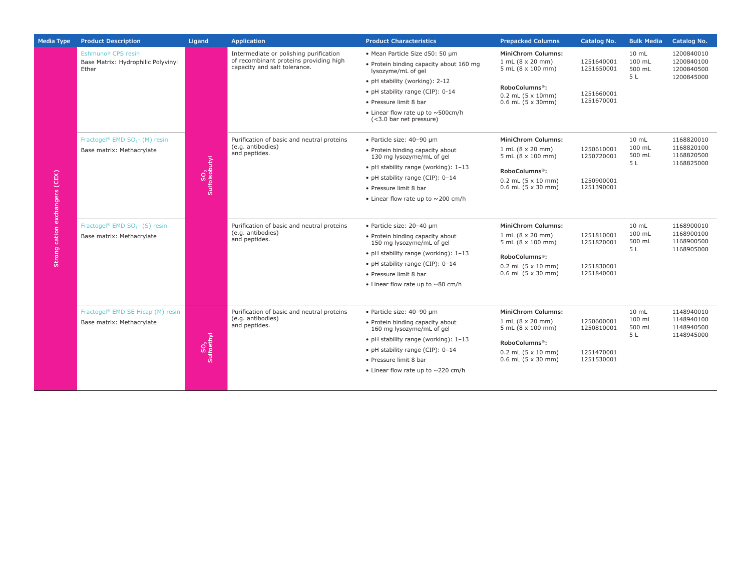| Media Type | Product Description | Ligand | Application | Product Characteristics | Prepacked Columns | Catalog No. | Bulk Media | Catalog No. |
|---|---|---|---|---|---|---|---|---|
| Strong cation exchangers (CEX) | Eshmuno® CPS resin<br>Base Matrix: Hydrophilic Polyvinyl Ether | $SO_3$ Sulfoisobutyl | Intermediate or polishing purification of recombinant proteins providing high capacity and salt tolerance. | • Mean Particle Size d50: 50 µm<br>• Protein binding capacity about 160 mg lysozyme/mL of gel<br>• pH stability (working): 2-12<br>• pH stability range (CIP): 0-14<br>• Pressure limit 8 bar<br>• Linear flow rate up to ~500cm/h (<3.0 bar net pressure) | **MiniChrom Columns:**<br>1 mL (8 x 20 mm)<br>5 mL (8 x 100 mm)<br>**RoboColumns®:**<br>0.2 mL (5 x 10mm)<br>0.6 mL (5 x 30mm) | <br>1251640001<br>1251650001<br><br>1251660001<br>1251670001 | 10 mL<br>100 mL<br>500 mL<br>5 L | 1200840010<br>1200840100<br>1200840500<br>1200845000 |
| | Fractogel® EMD $SO_3$- (M) resin<br>Base matrix: Methacrylate | $SO_3$ Sulfoisobutyl | Purification of basic and neutral proteins (e.g. antibodies) and peptides. | • Particle size: 40–90 µm<br>• Protein binding capacity about 130 mg lysozyme/mL of gel<br>• pH stability range (working): 1–13<br>• pH stability range (CIP): 0–14<br>• Pressure limit 8 bar<br>• Linear flow rate up to ~200 cm/h | **MiniChrom Columns:**<br>1 mL (8 x 20 mm)<br>5 mL (8 x 100 mm)<br>**RoboColumns®:**<br>0.2 mL (5 x 10 mm)<br>0.6 mL (5 x 30 mm) | <br>1250610001<br>1250720001<br><br>1250900001<br>1251390001 | 10 mL<br>100 mL<br>500 mL<br>5 L | 1168820010<br>1168820100<br>1168820500<br>1168825000 |
| | Fractogel® EMD $SO_3$- (S) resin<br>Base matrix: Methacrylate | $SO_3$ Sulfoisobutyl | Purification of basic and neutral proteins (e.g. antibodies) and peptides. | • Particle size: 20–40 µm<br>• Protein binding capacity about 150 mg lysozyme/mL of gel<br>• pH stability range (working): 1–13<br>• pH stability range (CIP): 0–14<br>• Pressure limit 8 bar<br>• Linear flow rate up to ~80 cm/h | **MiniChrom Columns:**<br>1 mL (8 x 20 mm)<br>5 mL (8 x 100 mm)<br>**RoboColumns®:**<br>0.2 mL (5 x 10 mm)<br>0.6 mL (5 x 30 mm) | <br>1251810001<br>1251820001<br><br>1251830001<br>1251840001 | 10 mL<br>100 mL<br>500 mL<br>5 L | 1168900010<br>1168900100<br>1168900500<br>1168905000 |
| | Fractogel® EMD SE Hicap (M) resin<br>Base matrix: Methacrylate | $SO_3$ Sulfoethyl | Purification of basic and neutral proteins (e.g. antibodies) and peptides. | • Particle size: 40–90 µm<br>• Protein binding capacity about 160 mg lysozyme/mL of gel<br>• pH stability range (working): 1–13<br>• pH stability range (CIP): 0–14<br>• Pressure limit 8 bar<br>• Linear flow rate up to ~220 cm/h | **MiniChrom Columns:**<br>1 mL (8 x 20 mm)<br>5 mL (8 x 100 mm)<br>**RoboColumns®:**<br>0.2 mL (5 x 10 mm)<br>0.6 mL (5 x 30 mm) | <br>1250600001<br>1250810001<br><br>1251470001<br>1251530001 | 10 mL<br>100 mL<br>500 mL<br>5 L | 1148940010<br>1148940100<br>1148940500<br>1148945000 |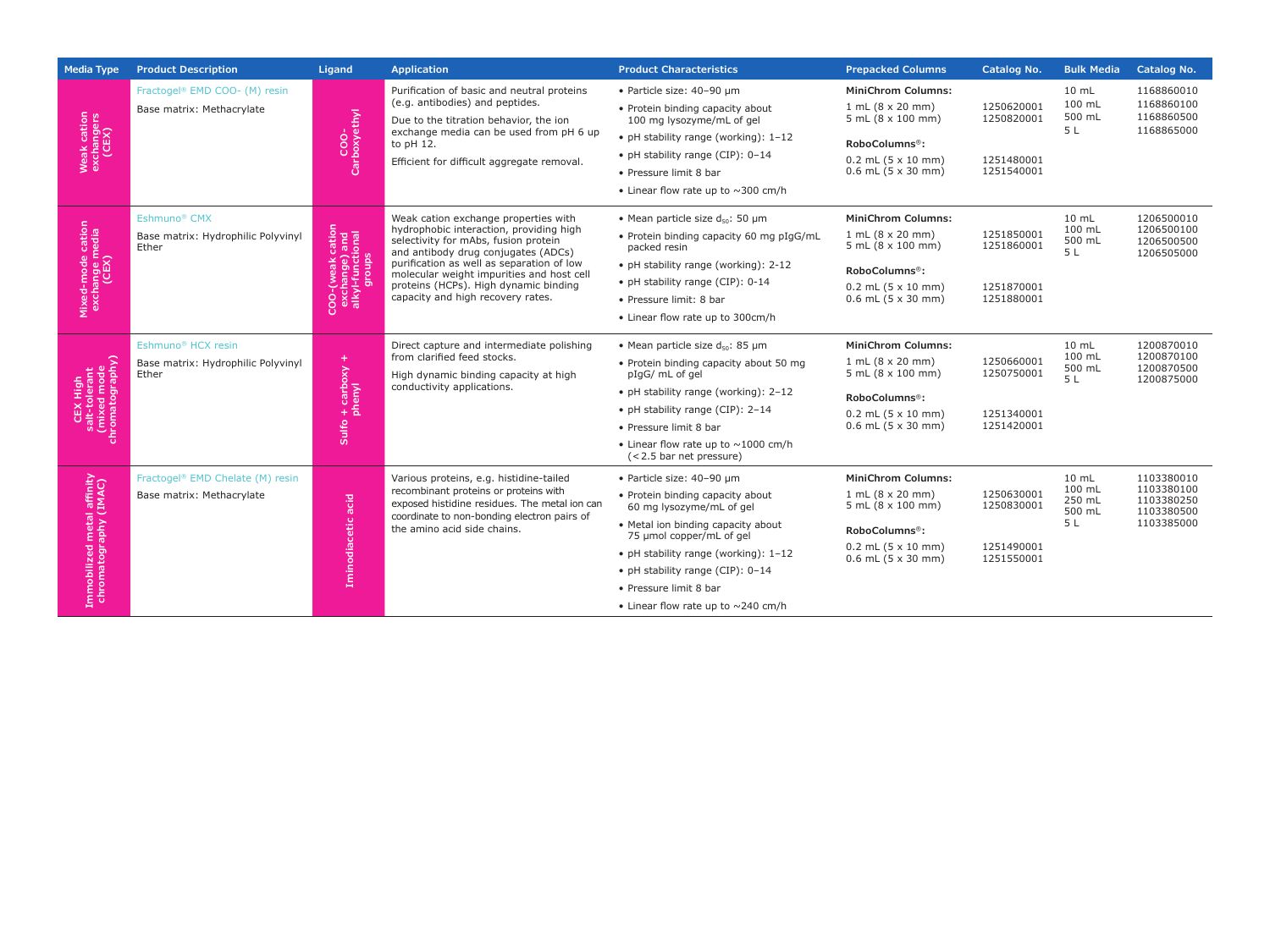| Media Type | Product Description | Ligand | Application | Product Characteristics | Prepacked Columns | Catalog No. | Bulk Media | Catalog No. |
|---|---|---|---|---|---|---|---|---|
| Weak cation exchangers (CEX) | Fractogel® EMD COO- (M) resin<br>Base matrix: Methacrylate | COO-<br>Carboxyethyl | Purification of basic and neutral proteins (e.g. antibodies) and peptides.<br>Due to the titration behavior, the ion exchange media can be used from pH 6 up to pH 12.<br>Efficient for difficult aggregate removal. | • Particle size: 40–90 µm<br>• Protein binding capacity about 100 mg lysozyme/mL of gel<br>• pH stability range (working): 1–12<br>• pH stability range (CIP): 0–14<br>• Pressure limit 8 bar<br>• Linear flow rate up to ~300 cm/h | **MiniChrom Columns:**<br>1 mL (8 x 20 mm)<br>5 mL (8 x 100 mm)<br>**RoboColumns®:**<br>0.2 mL (5 x 10 mm)<br>0.6 mL (5 x 30 mm) | 1250620001<br>1250820001<br>1251480001<br>1251540001 | 10 mL<br>100 mL<br>500 mL<br>5 L | 1168860010<br>1168860100<br>1168860500<br>1168865000 |
| Mixed-mode cation exchange media (CEX) | Eshmuno® CMX<br>Base matrix: Hydrophilic Polyvinyl Ether | COO-(weak cation exchange) and alkyl-functional groups | Weak cation exchange properties with hydrophobic interaction, providing high selectivity for mAbs, fusion protein and antibody drug conjugates (ADCs) purification as well as separation of low molecular weight impurities and host cell proteins (HCPs). High dynamic binding capacity and high recovery rates. | • Mean particle size $d_{50}$: 50 µm<br>• Protein binding capacity 60 mg pIgG/mL packed resin<br>• pH stability range (working): 2-12<br>• pH stability range (CIP): 0-14<br>• Pressure limit: 8 bar<br>• Linear flow rate up to 300cm/h | **MiniChrom Columns:**<br>1 mL (8 x 20 mm)<br>5 mL (8 x 100 mm)<br>**RoboColumns®:**<br>0.2 mL (5 x 10 mm)<br>0.6 mL (5 x 30 mm) | 1251850001<br>1251860001<br>1251870001<br>1251880001 | 10 mL<br>100 mL<br>500 mL<br>5 L | 1206500010<br>1206500100<br>1206500500<br>1206505000 |
| CEX High salt-tolerant (mixed mode chromatography) | Eshmuno® HCX resin<br>Base matrix: Hydrophilic Polyvinyl Ether | Sulfo + carboxy + phenyl | Direct capture and intermediate polishing from clarified feed stocks.<br>High dynamic binding capacity at high conductivity applications. | • Mean particle size $d_{50}$: 85 µm<br>• Protein binding capacity about 50 mg pIgG/ mL of gel<br>• pH stability range (working): 2–12<br>• pH stability range (CIP): 2–14<br>• Pressure limit 8 bar<br>• Linear flow rate up to ~1000 cm/h (<2.5 bar net pressure) | **MiniChrom Columns:**<br>1 mL (8 x 20 mm)<br>5 mL (8 x 100 mm)<br>**RoboColumns®:**<br>0.2 mL (5 x 10 mm)<br>0.6 mL (5 x 30 mm) | 1250660001<br>1250750001<br>1251340001<br>1251420001 | 10 mL<br>100 mL<br>500 mL<br>5 L | 1200870010<br>1200870100<br>1200870500<br>1200875000 |
| Immobilized metal affinity chromatography (IMAC) | Fractogel® EMD Chelate (M) resin<br>Base matrix: Methacrylate | Iminodiacetic acid | Various proteins, e.g. histidine-tailed recombinant proteins or proteins with exposed histidine residues. The metal ion can coordinate to non-bonding electron pairs of the amino acid side chains. | • Particle size: 40–90 µm<br>• Protein binding capacity about 60 mg lysozyme/mL of gel<br>• Metal ion binding capacity about 75 µmol copper/mL of gel<br>• pH stability range (working): 1–12<br>• pH stability range (CIP): 0–14<br>• Pressure limit 8 bar<br>• Linear flow rate up to ~240 cm/h | **MiniChrom Columns:**<br>1 mL (8 x 20 mm)<br>5 mL (8 x 100 mm)<br>**RoboColumns®:**<br>0.2 mL (5 x 10 mm)<br>0.6 mL (5 x 30 mm) | 1250630001<br>1250830001<br>1251490001<br>1251550001 | 10 mL<br>100 mL<br>250 mL<br>500 mL<br>5 L | 1103380010<br>1103380100<br>1103380250<br>1103380500<br>1103385000 |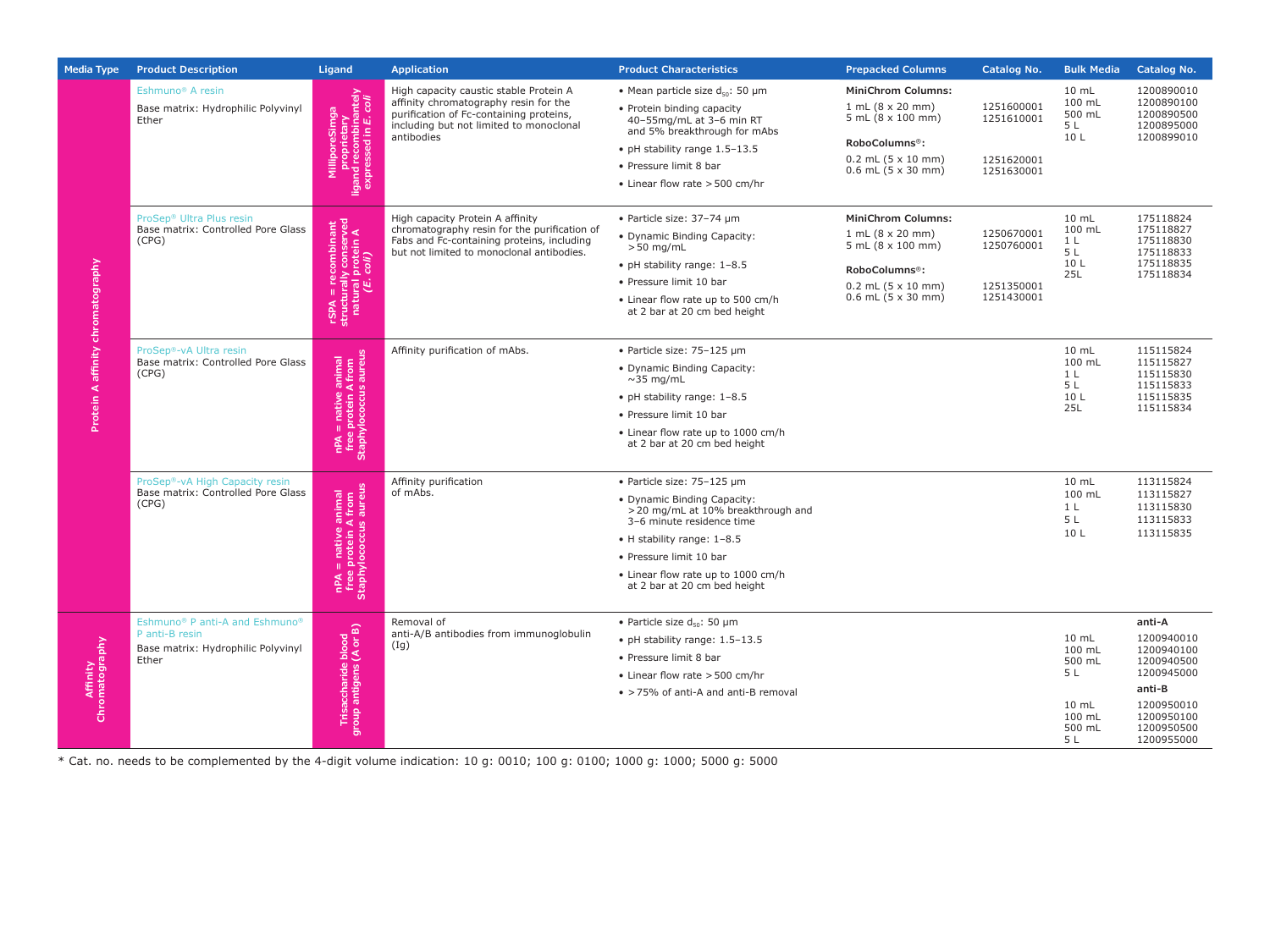| Media Type | Product Description | Ligand | Application | Product Characteristics | Prepacked Columns | Catalog No. | Bulk Media | Catalog No. |
|---|---|---|---|---|---|---|---|---|
| Protein A affinity chromatography | Eshmuno® A resin<br>Base matrix: Hydrophilic Polyvinyl Ether | MilliporeSimga proprietary ligand recombinantely expressed in *E. coli* | High capacity caustic stable Protein A affinity chromatography resin for the purification of Fc-containing proteins, including but not limited to monoclonal antibodies | • Mean particle size $d_{50}$: 50 µm<br>• Protein binding capacity 40–55mg/mL at 3–6 min RT and 5% breakthrough for mAbs<br>• pH stability range 1.5–13.5<br>• Pressure limit 8 bar<br>• Linear flow rate > 500 cm/hr | **MiniChrom Columns:**<br>1 mL (8 x 20 mm)<br>5 mL (8 x 100 mm)<br>**RoboColumns®:**<br>0.2 mL (5 x 10 mm)<br>0.6 mL (5 x 30 mm) | <br>1251600001<br>1251610001<br><br>1251620001<br>1251630001 | 10 mL<br>100 mL<br>500 mL<br>5 L<br>10 L | 1200890010<br>1200890100<br>1200890500<br>1200895000<br>1200899010 |
| | ProSep® Ultra Plus resin<br>Base matrix: Controlled Pore Glass (CPG) | rSPA = recombinant structurally conserved natural protein A (*E. coli*) | High capacity Protein A affinity chromatography resin for the purification of Fabs and Fc-containing proteins, including but not limited to monoclonal antibodies. | • Particle size: 37–74 µm<br>• Dynamic Binding Capacity: > 50 mg/mL<br>• pH stability range: 1–8.5<br>• Pressure limit 10 bar<br>• Linear flow rate up to 500 cm/h at 2 bar at 20 cm bed height | **MiniChrom Columns:**<br>1 mL (8 x 20 mm)<br>5 mL (8 x 100 mm)<br>**RoboColumns®:**<br>0.2 mL (5 x 10 mm)<br>0.6 mL (5 x 30 mm) | <br>1250670001<br>1250760001<br><br>1251350001<br>1251430001 | 10 mL<br>100 mL<br>1 L<br>5 L<br>10 L<br>25L | 175118824<br>175118827<br>175118830<br>175118833<br>175118835<br>175118834 |
| | ProSep®-vA Ultra resin<br>Base matrix: Controlled Pore Glass (CPG) | nPA = native animal free protein A from Staphylococcus aureus | Affinity purification of mAbs. | • Particle size: 75–125 µm<br>• Dynamic Binding Capacity: ~35 mg/mL<br>• pH stability range: 1–8.5<br>• Pressure limit 10 bar<br>• Linear flow rate up to 1000 cm/h at 2 bar at 20 cm bed height | | | 10 mL<br>100 mL<br>1 L<br>5 L<br>10 L<br>25L | 115115824<br>115115827<br>115115830<br>115115833<br>115115835<br>115115834 |
| | ProSep®-vA High Capacity resin<br>Base matrix: Controlled Pore Glass (CPG) | nPA = native animal free protein A from Staphylococcus aureus | Affinity purification of mAbs. | • Particle size: 75–125 µm<br>• Dynamic Binding Capacity: > 20 mg/mL at 10% breakthrough and 3–6 minute residence time<br>• H stability range: 1–8.5<br>• Pressure limit 10 bar<br>• Linear flow rate up to 1000 cm/h at 2 bar at 20 cm bed height | | | 10 mL<br>100 mL<br>1 L<br>5 L<br>10 L | 113115824<br>113115827<br>113115830<br>113115833<br>113115835 |
| Affinity Chromatography | Eshmuno® P anti-A and Eshmuno® P anti-B resin<br>Base matrix: Hydrophilic Polyvinyl Ether | Trisaccharide blood group antigens (A or B) | Removal of anti-A/B antibodies from immunoglobulin (Ig) | • Particle size $d_{50}$: 50 µm<br>• pH stability range: 1.5–13.5<br>• Pressure limit 8 bar<br>• Linear flow rate > 500 cm/hr<br>• > 75% of anti-A and anti-B removal | | | <br>10 mL<br>100 mL<br>500 mL<br>5 L<br><br>10 mL<br>100 mL<br>500 mL<br>5 L | **anti-A**<br>1200940010<br>1200940100<br>1200940500<br>1200945000<br>**anti-B**<br>1200950010<br>1200950100<br>1200950500<br>1200955000 |

* Cat. no. needs to be complemented by the 4-digit volume indication: 10 g: 0010; 100 g: 0100; 1000 g: 1000; 5000 g: 5000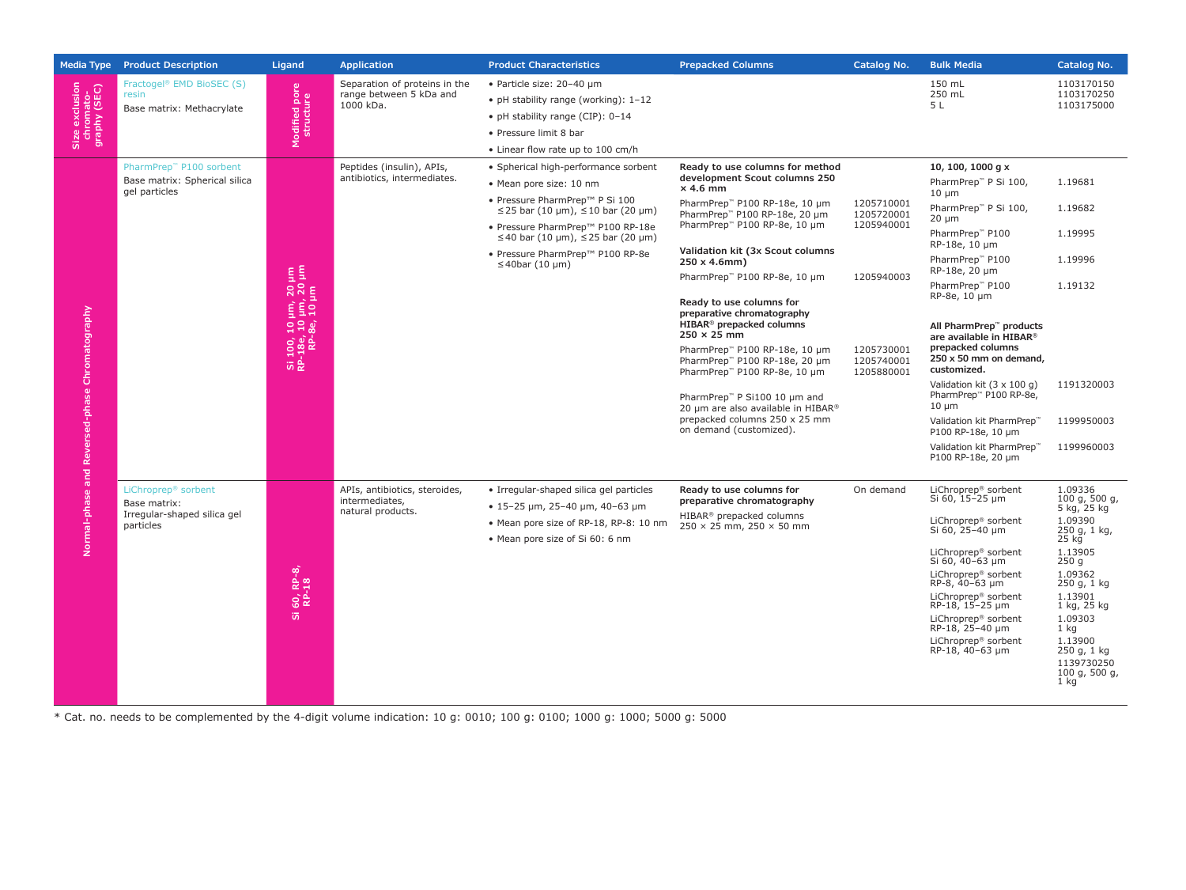| Media Type | Product Description | Ligand | Application | Product Characteristics | Prepacked Columns | Catalog No. | Bulk Media | Catalog No. |
|---|---|---|---|---|---|---|---|---|
| Size exclusion chromatography (SEC) | Fractogel® EMD BioSEC (S) resin<br>Base matrix: Methacrylate | Modified pore structure | Separation of proteins in the range between 5 kDa and 1000 kDa. | • Particle size: 20–40 µm<br>• pH stability range (working): 1–12<br>• pH stability range (CIP): 0–14<br>• Pressure limit 8 bar<br>• Linear flow rate up to 100 cm/h | | | 150 mL<br>250 mL<br>5 L | 1103170150<br>1103170250<br>1103175000 |
| Normal-phase and Reversed-phase Chromatography | PharmPrep™ P100 sorbent<br>Base matrix: Spherical silica gel particles | Si 100, 10 µm, 20 µm RP-18e, 10 µm, 20 µm RP-8e, 10 µm | Peptides (insulin), APIs, antibiotics, intermediates. | • Spherical high-performance sorbent<br>• Mean pore size: 10 nm<br>• Pressure PharmPrep™ P Si 100 ≤ 25 bar (10 µm), ≤ 10 bar (20 µm)<br>• Pressure PharmPrep™ P100 RP-18e ≤ 40 bar (10 µm), ≤ 25 bar (20 µm)<br>• Pressure PharmPrep™ P100 RP-8e ≤ 40bar (10 µm) | **Ready to use columns for method development Scout columns 250 × 4.6 mm**<br>PharmPrep™ P100 RP-18e, 10 µm<br>PharmPrep™ P100 RP-18e, 20 µm<br>PharmPrep™ P100 RP-8e, 10 µm<br>**Validation kit (3x Scout columns 250 x 4.6mm)**<br>PharmPrep™ P100 RP-8e, 10 µm<br>**Ready to use columns for preparative chromatography HIBAR® prepacked columns 250 × 25 mm**<br>PharmPrep™ P100 RP-18e, 10 µm<br>PharmPrep™ P100 RP-18e, 20 µm<br>PharmPrep™ P100 RP-8e, 10 µm<br>PharmPrep™ P Si100 10 µm and 20 µm are also available in HIBAR® prepacked columns 250 x 25 mm on demand (customized). | <br>1205710001<br>1205720001<br>1205940001<br><br>1205940003<br><br>1205730001<br>1205740001<br>1205880001 | **10, 100, 1000 g x**<br>PharmPrep™ P Si 100, 10 µm<br>PharmPrep™ P Si 100, 20 µm<br>PharmPrep™ P100 RP-18e, 10 µm<br>PharmPrep™ P100 RP-18e, 20 µm<br>PharmPrep™ P100 RP-8e, 10 µm<br>**All PharmPrep™ products are available in HIBAR® prepacked columns 250 x 50 mm on demand, customized.**<br>Validation kit (3 x 100 g) PharmPrep™ P100 RP-8e, 10 µm<br>Validation kit PharmPrep™ P100 RP-18e, 10 µm<br>Validation kit PharmPrep™ P100 RP-18e, 20 µm | <br>1.19681<br>1.19682<br>1.19995<br>1.19996<br>1.19132<br><br>1191320003<br>1199950003<br>1199960003 |
| | LiChroprep® sorbent<br>Base matrix: Irregular-shaped silica gel particles | Si 60, RP-8, RP-18 | APIs, antibiotics, steroides, intermediates, natural products. | • Irregular-shaped silica gel particles<br>• 15–25 µm, 25–40 µm, 40–63 µm<br>• Mean pore size of RP-18, RP-8: 10 nm<br>• Mean pore size of Si 60: 6 nm | **Ready to use columns for preparative chromatography**<br>HIBAR® prepacked columns 250 × 25 mm, 250 × 50 mm | On demand | LiChroprep® sorbent Si 60, 15–25 µm<br>LiChroprep® sorbent Si 60, 25–40 µm<br>LiChroprep® sorbent Si 60, 40–63 µm<br>LiChroprep® sorbent RP-8, 40–63 µm<br>LiChroprep® sorbent RP-18, 15–25 µm<br>LiChroprep® sorbent RP-18, 25–40 µm<br>LiChroprep® sorbent RP-18, 40–63 µm | 1.09336 100 g, 500 g, 5 kg, 25 kg<br>1.09390 250 g, 1 kg, 25 kg<br>1.13905 250 g<br>1.09362 250 g, 1 kg<br>1.13901 1 kg, 25 kg<br>1.09303 1 kg<br>1.13900 250 g, 1 kg<br>1139730250 100 g, 500 g, 1 kg |

* Cat. no. needs to be complemented by the 4-digit volume indication: 10 g: 0010; 100 g: 0100; 1000 g: 1000; 5000 g: 5000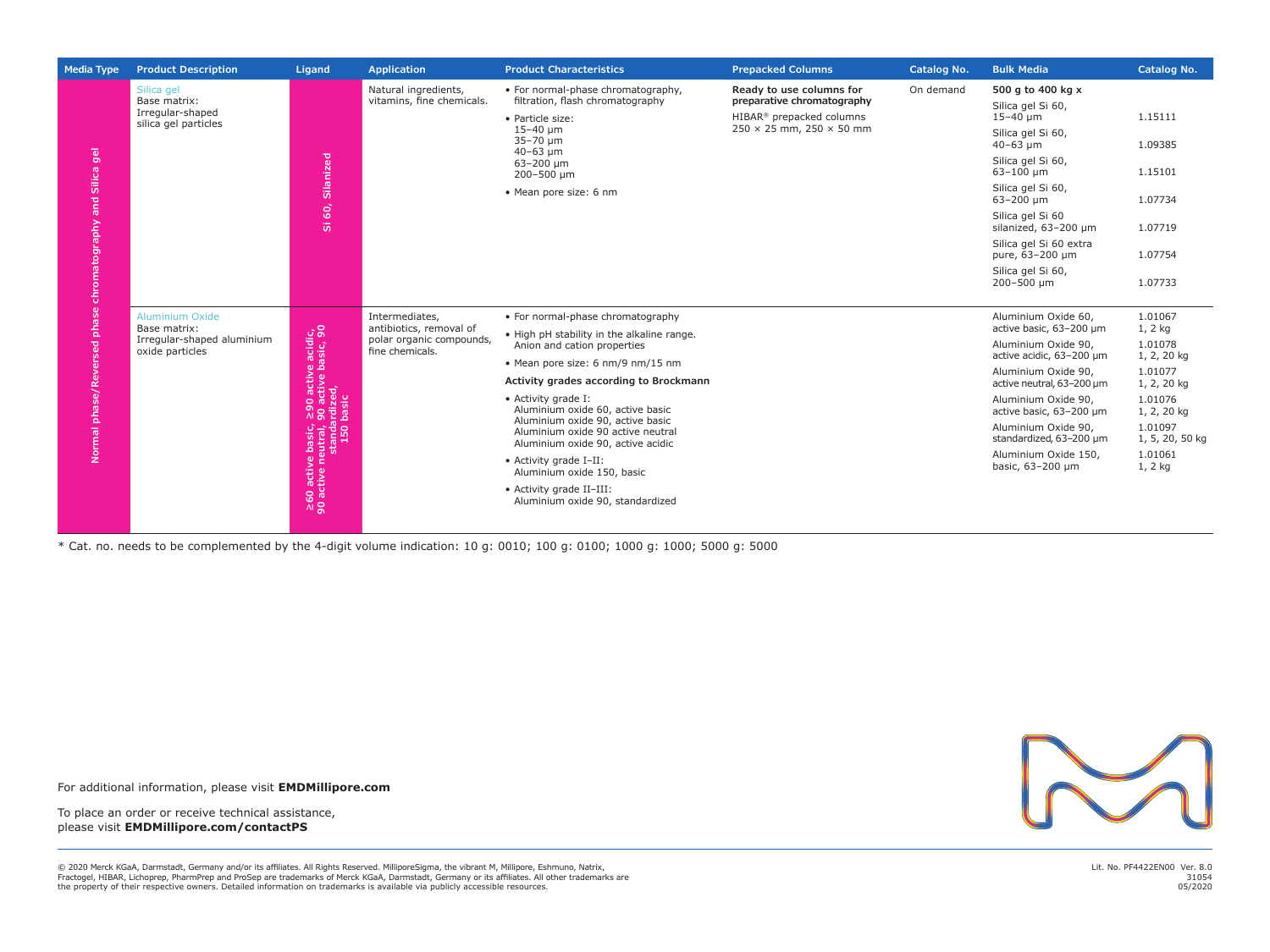| Media Type | Product Description | Ligand | Application | Product Characteristics | Prepacked Columns | Catalog No. | Bulk Media | Catalog No. |
|---|---|---|---|---|---|---|---|---|
| Normal phase/Reversed phase chromatography and Silica gel | Silica gel<br>Base matrix:<br>Irregular-shaped silica gel particles | Si 60, Silanized | Natural ingredients, vitamins, fine chemicals. | • For normal-phase chromatography, filtration, flash chromatography<br>• Particle size:<br>15–40 µm<br>35–70 µm<br>40–63 µm<br>63–200 µm<br>200–500 µm<br>• Mean pore size: 6 nm | **Ready to use columns for preparative chromatography**<br>HIBAR® prepacked columns 250 × 25 mm, 250 × 50 mm | On demand | **500 g to 400 kg x**<br>Silica gel Si 60, 15–40 µm<br>Silica gel Si 60, 40–63 µm<br>Silica gel Si 60, 63–100 µm<br>Silica gel Si 60, 63–200 µm<br>Silica gel Si 60 silanized, 63–200 µm<br>Silica gel Si 60 extra pure, 63–200 µm<br>Silica gel Si 60, 200–500 µm | <br>1.15111<br>1.09385<br>1.15101<br>1.07734<br>1.07719<br>1.07754<br>1.07733 |
| | Aluminium Oxide<br>Base matrix:<br>Irregular-shaped aluminium oxide particles | ≥60 active basic, ≥90 active acidic, 90 active neutral, 90 active basic, 90 standardized, 150 basic | Intermediates, antibiotics, removal of polar organic compounds, fine chemicals. | • For normal-phase chromatography<br>• High pH stability in the alkaline range. Anion and cation properties<br>• Mean pore size: 6 nm/9 nm/15 nm<br>**Activity grades according to Brockmann**<br>• Activity grade I:<br>Aluminium oxide 60, active basic<br>Aluminium oxide 90, active basic<br>Aluminium oxide 90 active neutral<br>Aluminium oxide 90, active acidic<br>• Activity grade I–II:<br>Aluminium oxide 150, basic<br>• Activity grade II–III:<br>Aluminium oxide 90, standardized | | | Aluminium Oxide 60, active basic, 63–200 µm<br>Aluminium Oxide 90, active acidic, 63–200 µm<br>Aluminium Oxide 90, active neutral, 63–200 µm<br>Aluminium Oxide 90, active basic, 63–200 µm<br>Aluminium Oxide 90, standardized, 63–200 µm<br>Aluminium Oxide 150, basic, 63–200 µm | 1.01067 1, 2 kg<br>1.01078 1, 2, 20 kg<br>1.01077 1, 2, 20 kg<br>1.01076 1, 2, 20 kg<br>1.01097 1, 5, 20, 50 kg<br>1.01061 1, 2 kg |

* Cat. no. needs to be complemented by the 4-digit volume indication: 10 g: 0010; 100 g: 0100; 1000 g: 1000; 5000 g: 5000

For additional information, please visit **EMDMillipore.com**

To place an order or receive technical assistance, please visit **EMDMillipore.com/contactPS**

© 2020 Merck KGaA, Darmstadt, Germany and/or its affiliates. All Rights Reserved. MilliporeSigma, the vibrant M, Millipore, Eshmuno, Natrix, Fractogel, HIBAR, Lichoprep, PharmPrep and ProSep are trademarks of Merck KGaA, Darmstadt, Germany or its affiliates. All other trademarks are the property of their respective owners. Detailed information on trademarks is available via publicly accessible resources.

Lit. No. PF4422EN00 Ver. 8.0
31054
05/2020